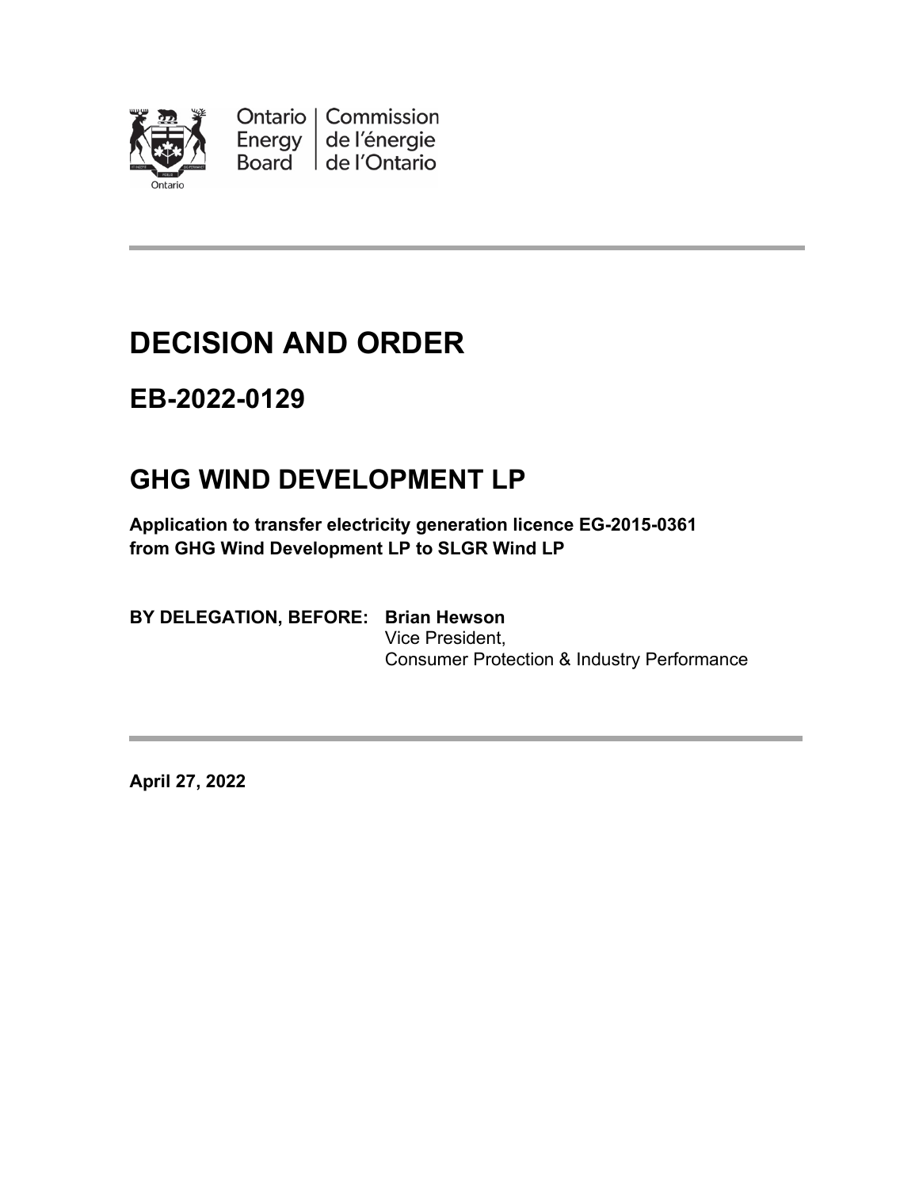Ontario Energy Board | Commission de l'énergie de l'Ontario

# DECISION AND ORDER

## EB-2022-0129

## GHG WIND DEVELOPMENT LP

**Application to transfer electricity generation licence EG-2015-0361 from GHG Wind Development LP to SLGR Wind LP**

**BY DELEGATION, BEFORE: Brian Hewson**
Vice President,
Consumer Protection & Industry Performance

**April 27, 2022**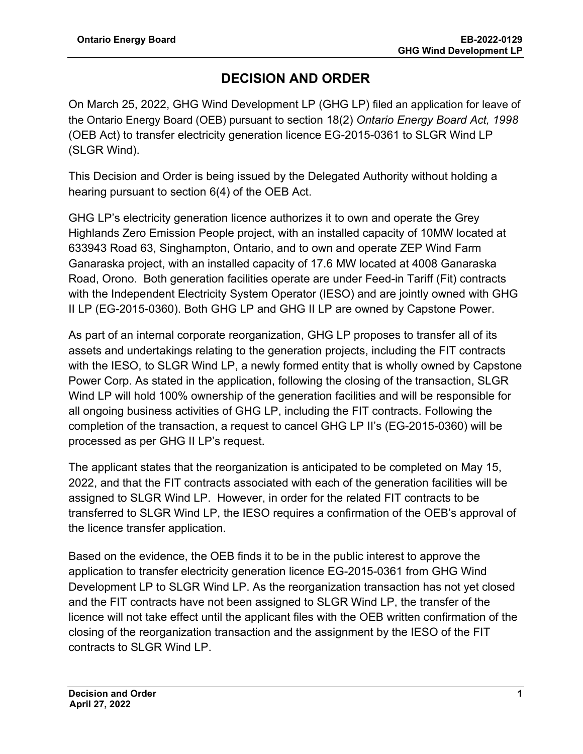# DECISION AND ORDER

On March 25, 2022, GHG Wind Development LP (GHG LP) filed an application for leave of the Ontario Energy Board (OEB) pursuant to section 18(2) *Ontario Energy Board Act, 1998* (OEB Act) to transfer electricity generation licence EG-2015-0361 to SLGR Wind LP (SLGR Wind).

This Decision and Order is being issued by the Delegated Authority without holding a hearing pursuant to section 6(4) of the OEB Act.

GHG LP's electricity generation licence authorizes it to own and operate the Grey Highlands Zero Emission People project, with an installed capacity of 10MW located at 633943 Road 63, Singhampton, Ontario, and to own and operate ZEP Wind Farm Ganaraska project, with an installed capacity of 17.6 MW located at 4008 Ganaraska Road, Orono. Both generation facilities operate are under Feed-in Tariff (Fit) contracts with the Independent Electricity System Operator (IESO) and are jointly owned with GHG II LP (EG-2015-0360). Both GHG LP and GHG II LP are owned by Capstone Power.

As part of an internal corporate reorganization, GHG LP proposes to transfer all of its assets and undertakings relating to the generation projects, including the FIT contracts with the IESO, to SLGR Wind LP, a newly formed entity that is wholly owned by Capstone Power Corp. As stated in the application, following the closing of the transaction, SLGR Wind LP will hold 100% ownership of the generation facilities and will be responsible for all ongoing business activities of GHG LP, including the FIT contracts. Following the completion of the transaction, a request to cancel GHG LP II's (EG-2015-0360) will be processed as per GHG II LP's request.

The applicant states that the reorganization is anticipated to be completed on May 15, 2022, and that the FIT contracts associated with each of the generation facilities will be assigned to SLGR Wind LP. However, in order for the related FIT contracts to be transferred to SLGR Wind LP, the IESO requires a confirmation of the OEB's approval of the licence transfer application.

Based on the evidence, the OEB finds it to be in the public interest to approve the application to transfer electricity generation licence EG-2015-0361 from GHG Wind Development LP to SLGR Wind LP. As the reorganization transaction has not yet closed and the FIT contracts have not been assigned to SLGR Wind LP, the transfer of the licence will not take effect until the applicant files with the OEB written confirmation of the closing of the reorganization transaction and the assignment by the IESO of the FIT contracts to SLGR Wind LP.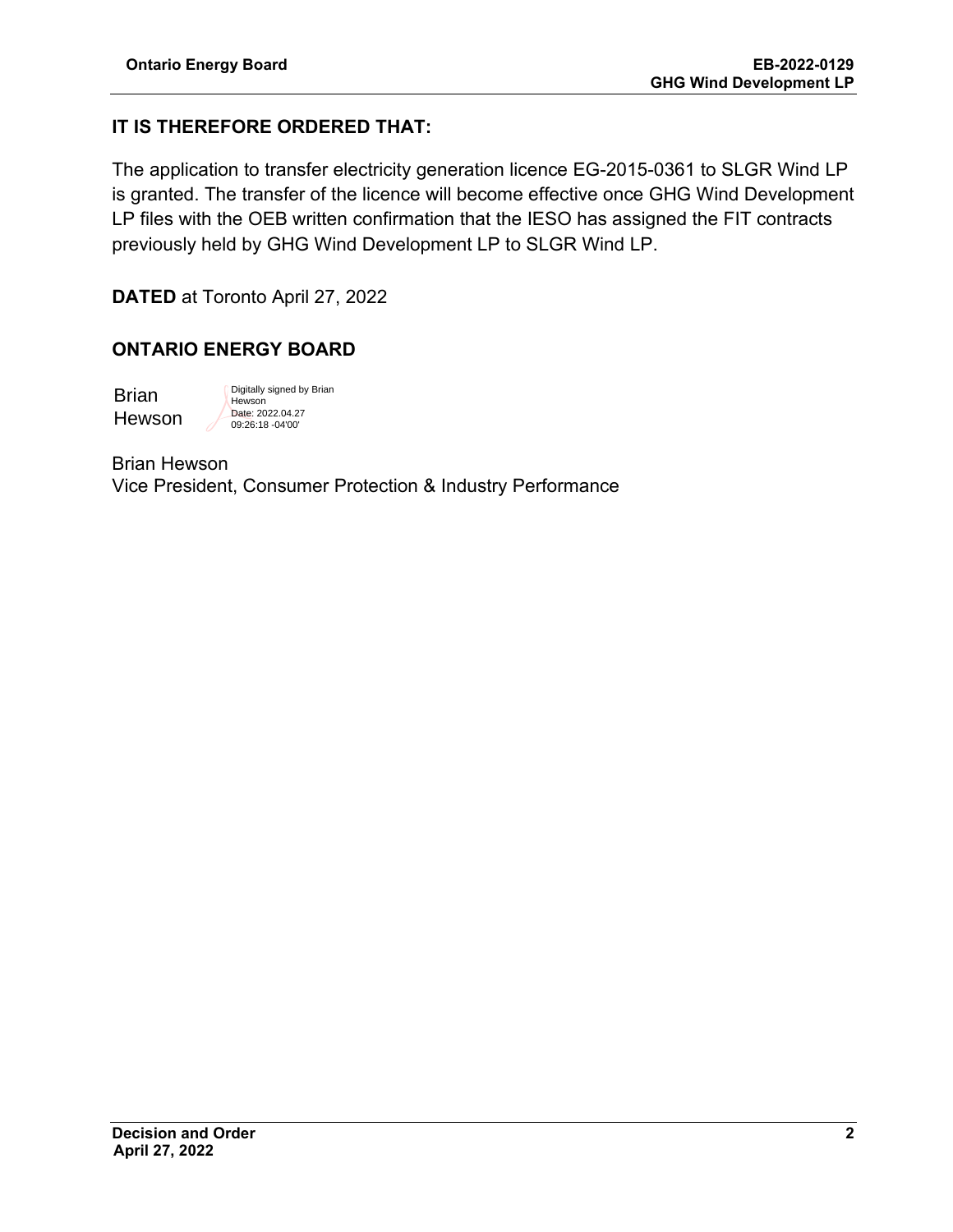**IT IS THEREFORE ORDERED THAT:**

The application to transfer electricity generation licence EG-2015-0361 to SLGR Wind LP is granted. The transfer of the licence will become effective once GHG Wind Development LP files with the OEB written confirmation that the IESO has assigned the FIT contracts previously held by GHG Wind Development LP to SLGR Wind LP.

**DATED** at Toronto April 27, 2022

**ONTARIO ENERGY BOARD**

Brian Hewson

Digitally signed by Brian Hewson
Date: 2022.04.27 09:26:18 -04'00'

Brian Hewson
Vice President, Consumer Protection & Industry Performance